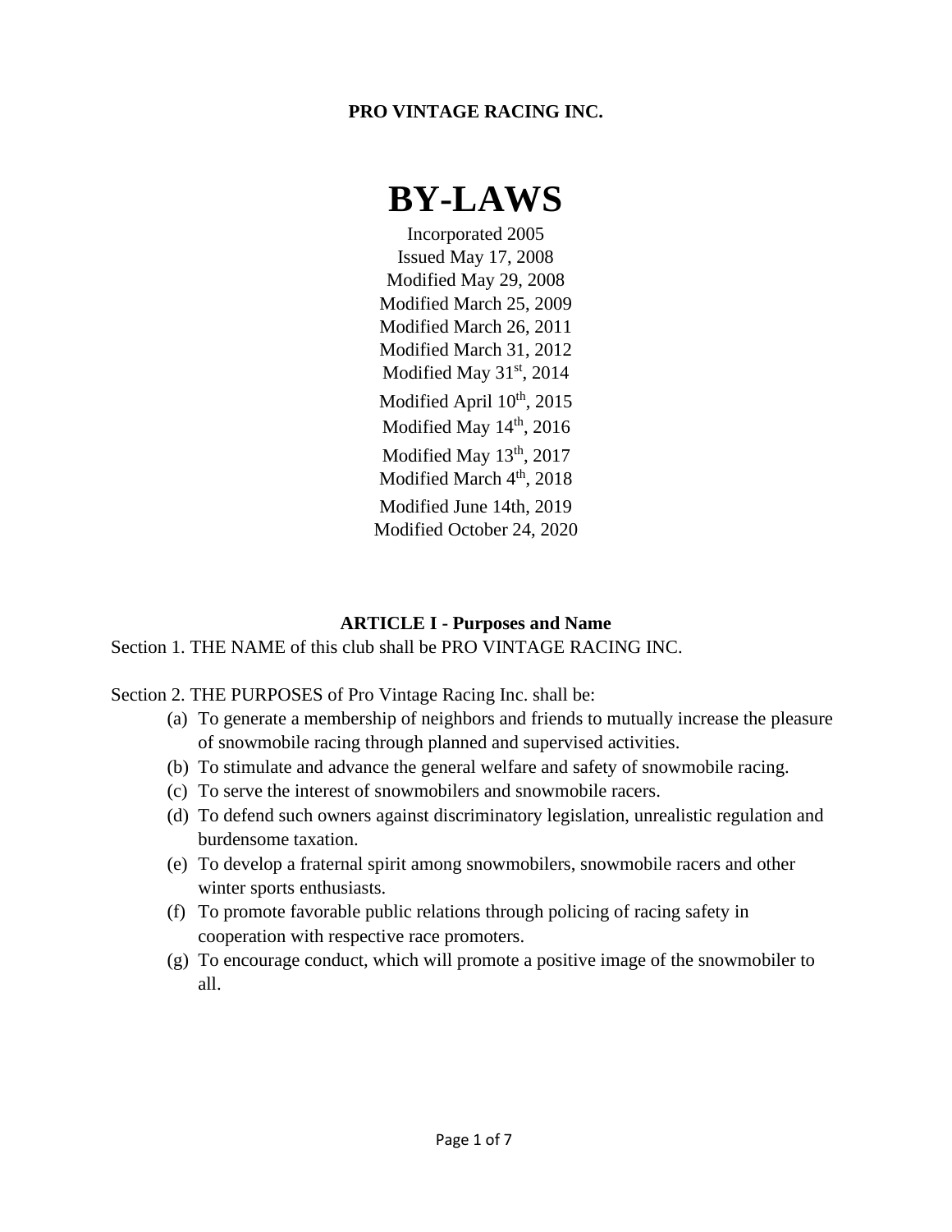**PRO VINTAGE RACING INC.**

# BY-LAWS

Incorporated 2005
Issued May 17, 2008
Modified May 29, 2008
Modified March 25, 2009
Modified March 26, 2011
Modified March 31, 2012
Modified May 31st, 2014
Modified April 10th, 2015
Modified May 14th, 2016
Modified May 13th, 2017
Modified March 4th, 2018
Modified June 14th, 2019
Modified October 24, 2020

## ARTICLE I - Purposes and Name

Section 1. THE NAME of this club shall be PRO VINTAGE RACING INC.

Section 2. THE PURPOSES of Pro Vintage Racing Inc. shall be:

(a) To generate a membership of neighbors and friends to mutually increase the pleasure of snowmobile racing through planned and supervised activities.
(b) To stimulate and advance the general welfare and safety of snowmobile racing.
(c) To serve the interest of snowmobilers and snowmobile racers.
(d) To defend such owners against discriminatory legislation, unrealistic regulation and burdensome taxation.
(e) To develop a fraternal spirit among snowmobilers, snowmobile racers and other winter sports enthusiasts.
(f) To promote favorable public relations through policing of racing safety in cooperation with respective race promoters.
(g) To encourage conduct, which will promote a positive image of the snowmobiler to all.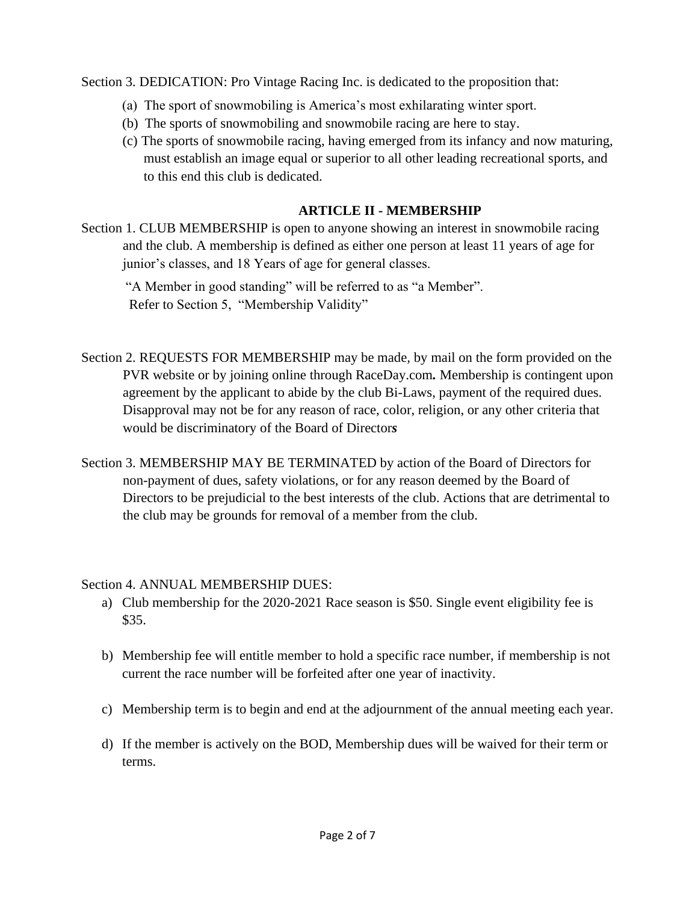Section 3. DEDICATION: Pro Vintage Racing Inc. is dedicated to the proposition that:

(a) The sport of snowmobiling is America's most exhilarating winter sport.

(b) The sports of snowmobiling and snowmobile racing are here to stay.

(c) The sports of snowmobile racing, having emerged from its infancy and now maturing, must establish an image equal or superior to all other leading recreational sports, and to this end this club is dedicated.

## ARTICLE II - MEMBERSHIP

Section 1. CLUB MEMBERSHIP is open to anyone showing an interest in snowmobile racing and the club. A membership is defined as either one person at least 11 years of age for junior's classes, and 18 Years of age for general classes.

"A Member in good standing" will be referred to as "a Member".
Refer to Section 5, "Membership Validity"

Section 2. REQUESTS FOR MEMBERSHIP may be made, by mail on the form provided on the PVR website or by joining online through RaceDay.com**.** Membership is contingent upon agreement by the applicant to abide by the club Bi-Laws, payment of the required dues. Disapproval may not be for any reason of race, color, religion, or any other criteria that would be discriminatory of the Board of Director***s***

Section 3. MEMBERSHIP MAY BE TERMINATED by action of the Board of Directors for non-payment of dues, safety violations, or for any reason deemed by the Board of Directors to be prejudicial to the best interests of the club. Actions that are detrimental to the club may be grounds for removal of a member from the club.

Section 4. ANNUAL MEMBERSHIP DUES:

a) Club membership for the 2020-2021 Race season is $50. Single event eligibility fee is $35.

b) Membership fee will entitle member to hold a specific race number, if membership is not current the race number will be forfeited after one year of inactivity.

c) Membership term is to begin and end at the adjournment of the annual meeting each year.

d) If the member is actively on the BOD, Membership dues will be waived for their term or terms.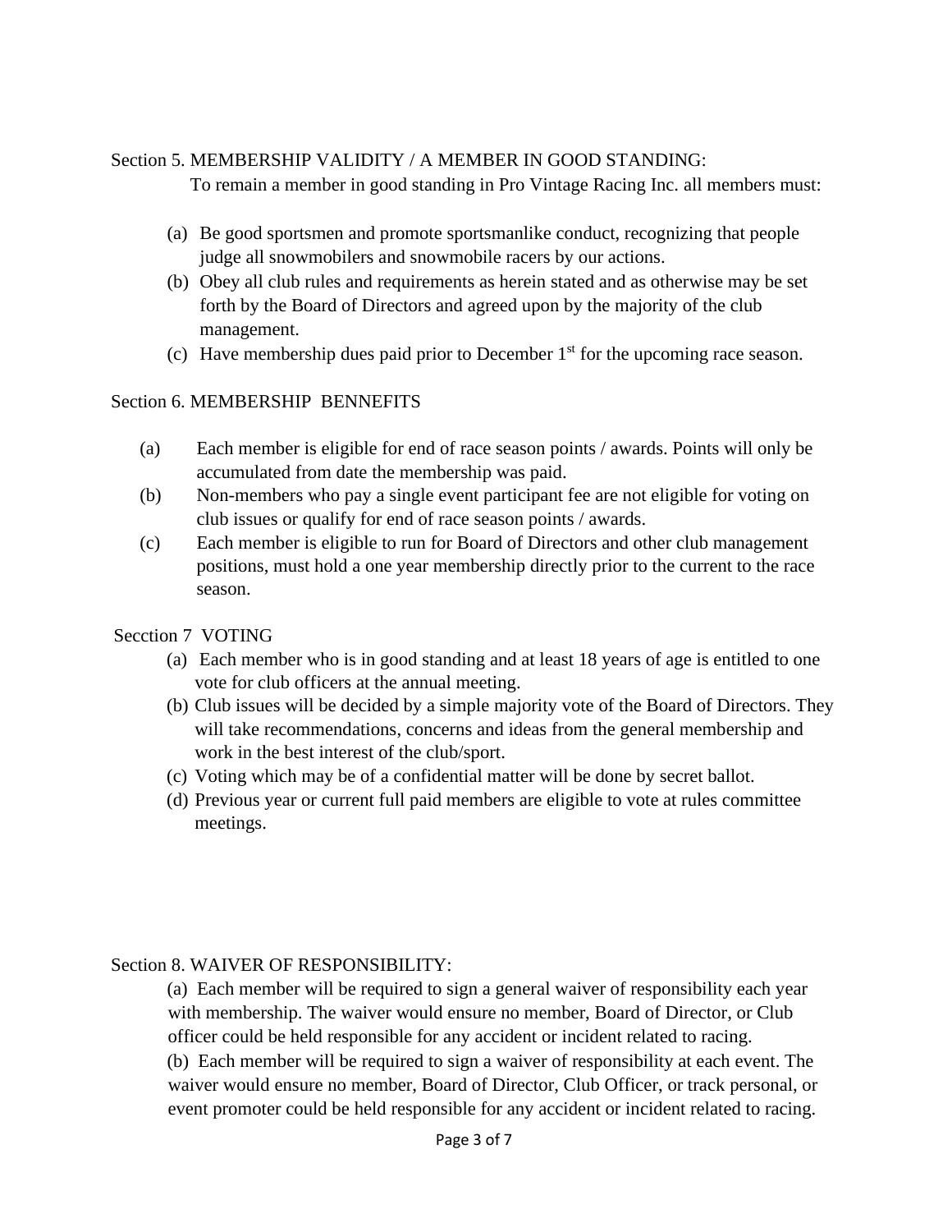Section 5. MEMBERSHIP VALIDITY / A MEMBER IN GOOD STANDING:

To remain a member in good standing in Pro Vintage Racing Inc. all members must:

(a) Be good sportsmen and promote sportsmanlike conduct, recognizing that people judge all snowmobilers and snowmobile racers by our actions.
(b) Obey all club rules and requirements as herein stated and as otherwise may be set forth by the Board of Directors and agreed upon by the majority of the club management.
(c) Have membership dues paid prior to December 1st for the upcoming race season.

Section 6. MEMBERSHIP BENNEFITS

(a) Each member is eligible for end of race season points / awards. Points will only be accumulated from date the membership was paid.
(b) Non-members who pay a single event participant fee are not eligible for voting on club issues or qualify for end of race season points / awards.
(c) Each member is eligible to run for Board of Directors and other club management positions, must hold a one year membership directly prior to the current to the race season.

Secction 7 VOTING

(a) Each member who is in good standing and at least 18 years of age is entitled to one vote for club officers at the annual meeting.
(b) Club issues will be decided by a simple majority vote of the Board of Directors. They will take recommendations, concerns and ideas from the general membership and work in the best interest of the club/sport.
(c) Voting which may be of a confidential matter will be done by secret ballot.
(d) Previous year or current full paid members are eligible to vote at rules committee meetings.

Section 8. WAIVER OF RESPONSIBILITY:

(a) Each member will be required to sign a general waiver of responsibility each year with membership. The waiver would ensure no member, Board of Director, or Club officer could be held responsible for any accident or incident related to racing.
(b) Each member will be required to sign a waiver of responsibility at each event. The waiver would ensure no member, Board of Director, Club Officer, or track personal, or event promoter could be held responsible for any accident or incident related to racing.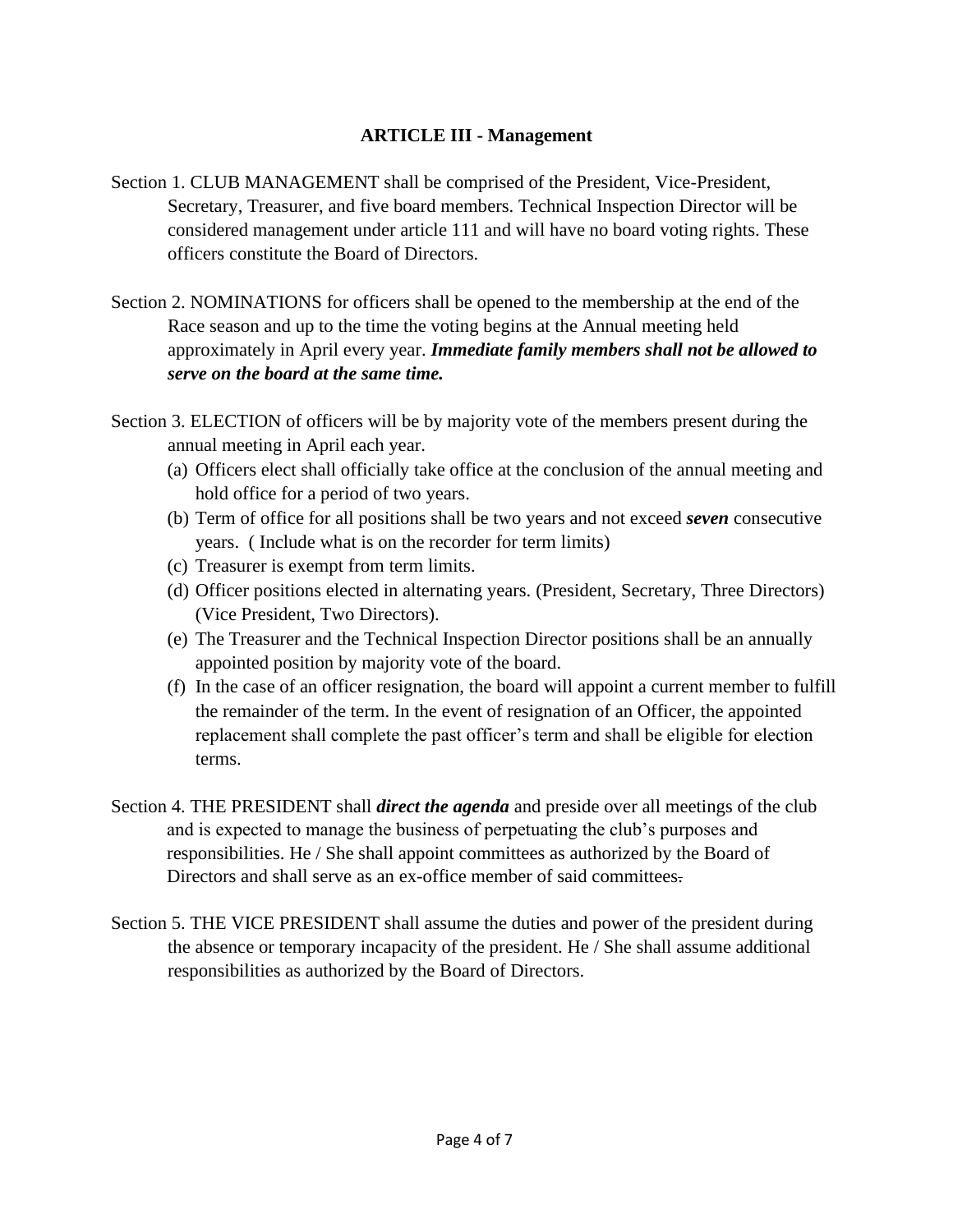## ARTICLE III - Management

Section 1. CLUB MANAGEMENT shall be comprised of the President, Vice-President, Secretary, Treasurer, and five board members. Technical Inspection Director will be considered management under article 111 and will have no board voting rights. These officers constitute the Board of Directors.

Section 2. NOMINATIONS for officers shall be opened to the membership at the end of the Race season and up to the time the voting begins at the Annual meeting held approximately in April every year. ***Immediate family members shall not be allowed to serve on the board at the same time.***

Section 3. ELECTION of officers will be by majority vote of the members present during the annual meeting in April each year.

(a) Officers elect shall officially take office at the conclusion of the annual meeting and hold office for a period of two years.
(b) Term of office for all positions shall be two years and not exceed ***seven*** consecutive years. ( Include what is on the recorder for term limits)
(c) Treasurer is exempt from term limits.
(d) Officer positions elected in alternating years. (President, Secretary, Three Directors) (Vice President, Two Directors).
(e) The Treasurer and the Technical Inspection Director positions shall be an annually appointed position by majority vote of the board.
(f) In the case of an officer resignation, the board will appoint a current member to fulfill the remainder of the term. In the event of resignation of an Officer, the appointed replacement shall complete the past officer's term and shall be eligible for election terms.

Section 4. THE PRESIDENT shall ***direct the agenda*** and preside over all meetings of the club and is expected to manage the business of perpetuating the club's purposes and responsibilities. He / She shall appoint committees as authorized by the Board of Directors and shall serve as an ex-office member of said committees.

Section 5. THE VICE PRESIDENT shall assume the duties and power of the president during the absence or temporary incapacity of the president. He / She shall assume additional responsibilities as authorized by the Board of Directors.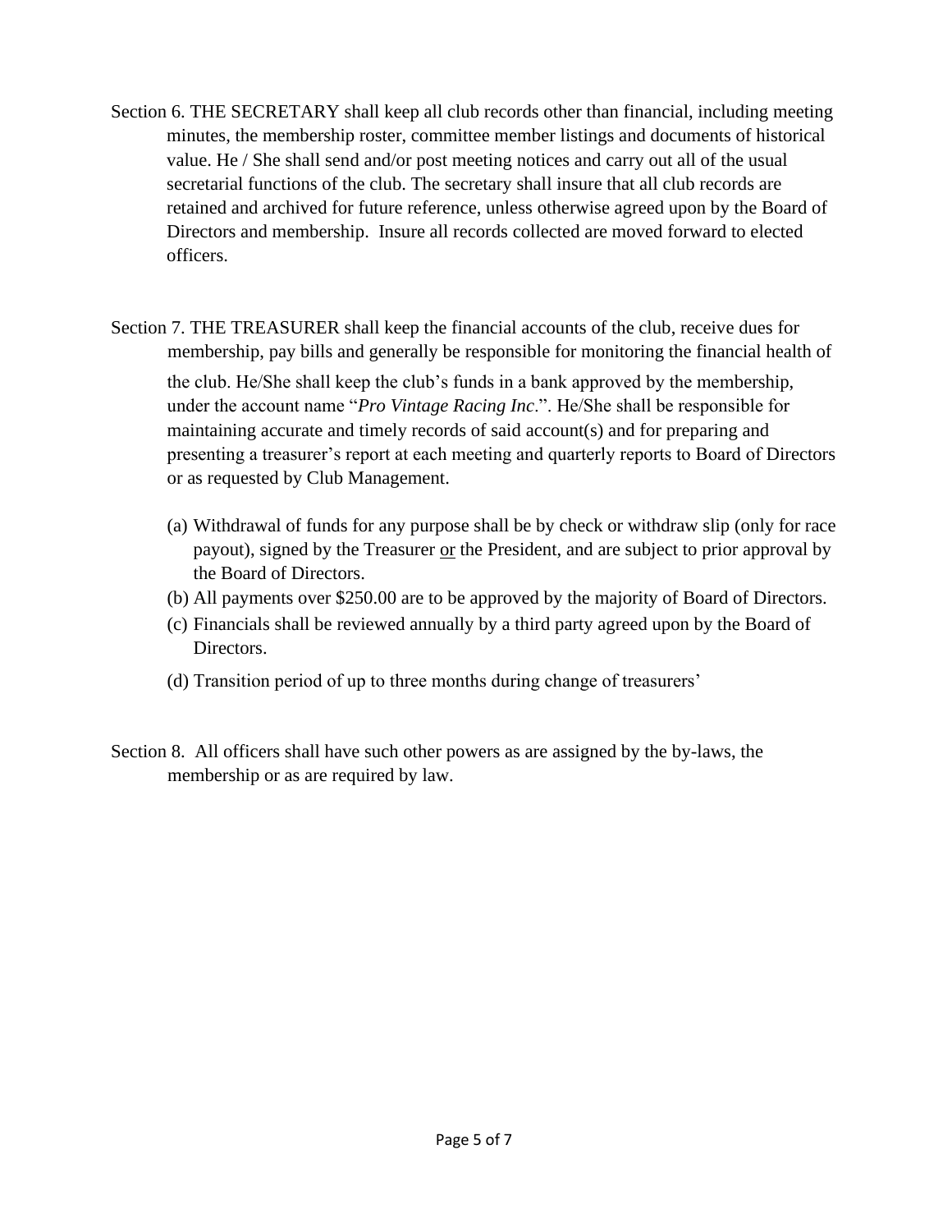Section 6. THE SECRETARY shall keep all club records other than financial, including meeting minutes, the membership roster, committee member listings and documents of historical value. He / She shall send and/or post meeting notices and carry out all of the usual secretarial functions of the club. The secretary shall insure that all club records are retained and archived for future reference, unless otherwise agreed upon by the Board of Directors and membership. Insure all records collected are moved forward to elected officers.

Section 7. THE TREASURER shall keep the financial accounts of the club, receive dues for membership, pay bills and generally be responsible for monitoring the financial health of the club. He/She shall keep the club's funds in a bank approved by the membership, under the account name "*Pro Vintage Racing Inc*.". He/She shall be responsible for maintaining accurate and timely records of said account(s) and for preparing and presenting a treasurer's report at each meeting and quarterly reports to Board of Directors or as requested by Club Management.

(a) Withdrawal of funds for any purpose shall be by check or withdraw slip (only for race payout), signed by the Treasurer <u>or</u> the President, and are subject to prior approval by the Board of Directors.
(b) All payments over $250.00 are to be approved by the majority of Board of Directors.
(c) Financials shall be reviewed annually by a third party agreed upon by the Board of Directors.
(d) Transition period of up to three months during change of treasurers'

Section 8. All officers shall have such other powers as are assigned by the by-laws, the membership or as are required by law.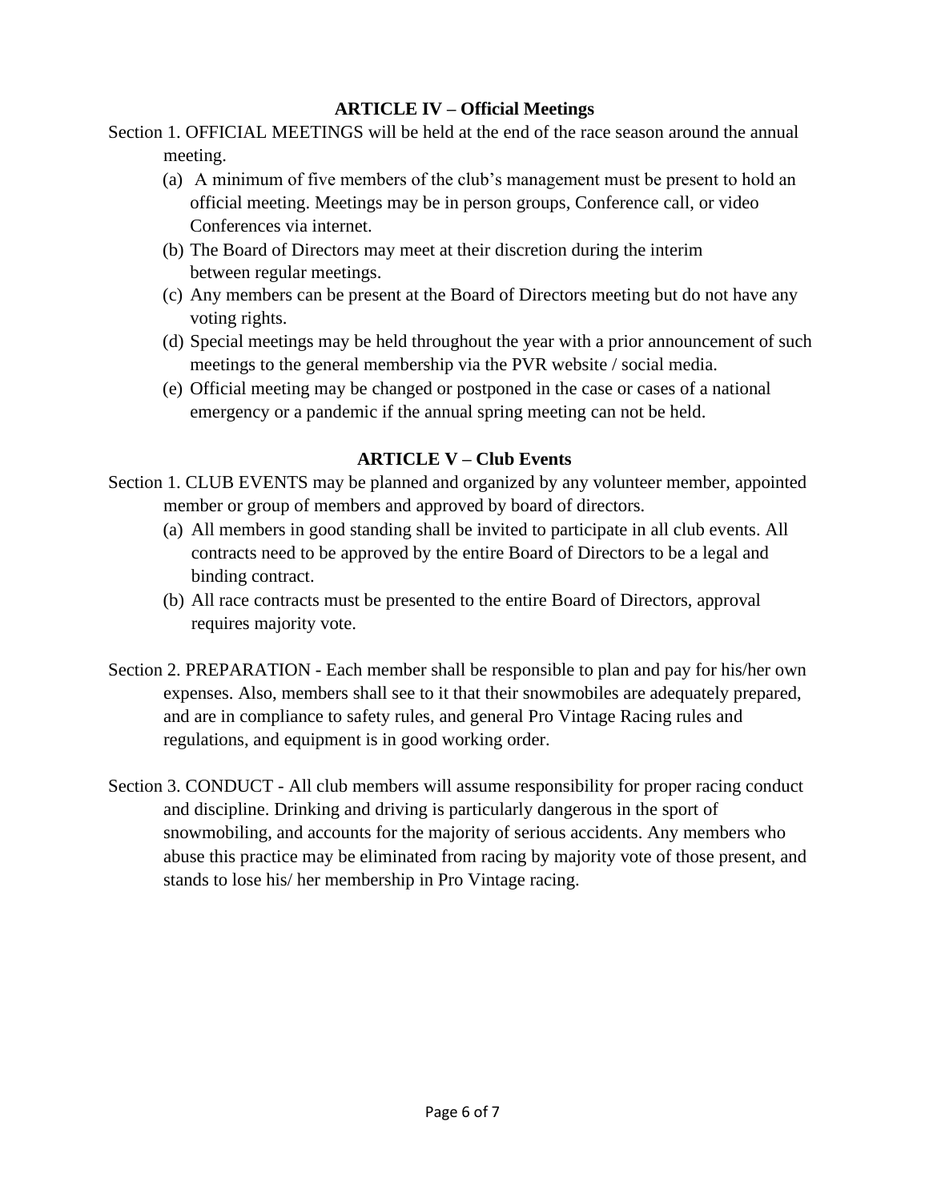## ARTICLE IV – Official Meetings

Section 1. OFFICIAL MEETINGS will be held at the end of the race season around the annual meeting.

- (a) A minimum of five members of the club's management must be present to hold an official meeting. Meetings may be in person groups, Conference call, or video Conferences via internet.
- (b) The Board of Directors may meet at their discretion during the interim between regular meetings.
- (c) Any members can be present at the Board of Directors meeting but do not have any voting rights.
- (d) Special meetings may be held throughout the year with a prior announcement of such meetings to the general membership via the PVR website / social media.
- (e) Official meeting may be changed or postponed in the case or cases of a national emergency or a pandemic if the annual spring meeting can not be held.

## ARTICLE V – Club Events

Section 1. CLUB EVENTS may be planned and organized by any volunteer member, appointed member or group of members and approved by board of directors.

- (a) All members in good standing shall be invited to participate in all club events. All contracts need to be approved by the entire Board of Directors to be a legal and binding contract.
- (b) All race contracts must be presented to the entire Board of Directors, approval requires majority vote.

Section 2. PREPARATION - Each member shall be responsible to plan and pay for his/her own expenses. Also, members shall see to it that their snowmobiles are adequately prepared, and are in compliance to safety rules, and general Pro Vintage Racing rules and regulations, and equipment is in good working order.

Section 3. CONDUCT - All club members will assume responsibility for proper racing conduct and discipline. Drinking and driving is particularly dangerous in the sport of snowmobiling, and accounts for the majority of serious accidents. Any members who abuse this practice may be eliminated from racing by majority vote of those present, and stands to lose his/ her membership in Pro Vintage racing.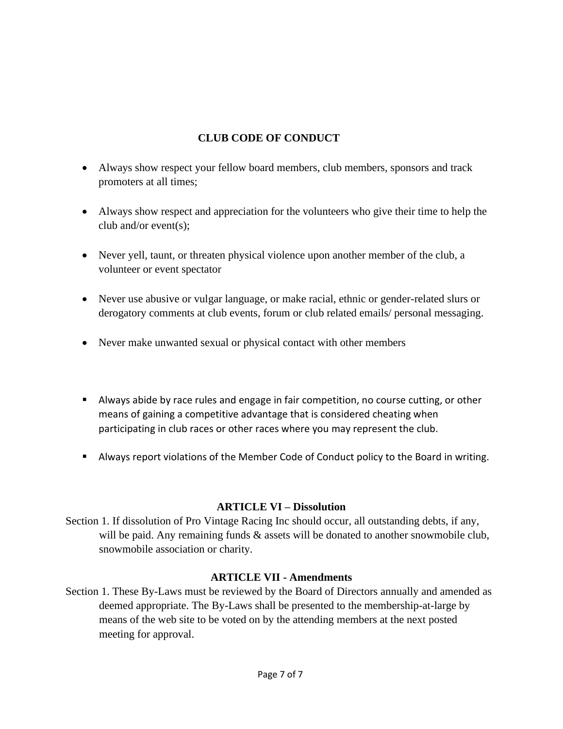## CLUB CODE OF CONDUCT

- Always show respect your fellow board members, club members, sponsors and track promoters at all times;
- Always show respect and appreciation for the volunteers who give their time to help the club and/or event(s);
- Never yell, taunt, or threaten physical violence upon another member of the club, a volunteer or event spectator
- Never use abusive or vulgar language, or make racial, ethnic or gender-related slurs or derogatory comments at club events, forum or club related emails/ personal messaging.
- Never make unwanted sexual or physical contact with other members

- Always abide by race rules and engage in fair competition, no course cutting, or other means of gaining a competitive advantage that is considered cheating when participating in club races or other races where you may represent the club.
- Always report violations of the Member Code of Conduct policy to the Board in writing.

## ARTICLE VI – Dissolution

Section 1. If dissolution of Pro Vintage Racing Inc should occur, all outstanding debts, if any, will be paid. Any remaining funds & assets will be donated to another snowmobile club, snowmobile association or charity.

## ARTICLE VII - Amendments

Section 1. These By-Laws must be reviewed by the Board of Directors annually and amended as deemed appropriate. The By-Laws shall be presented to the membership-at-large by means of the web site to be voted on by the attending members at the next posted meeting for approval.